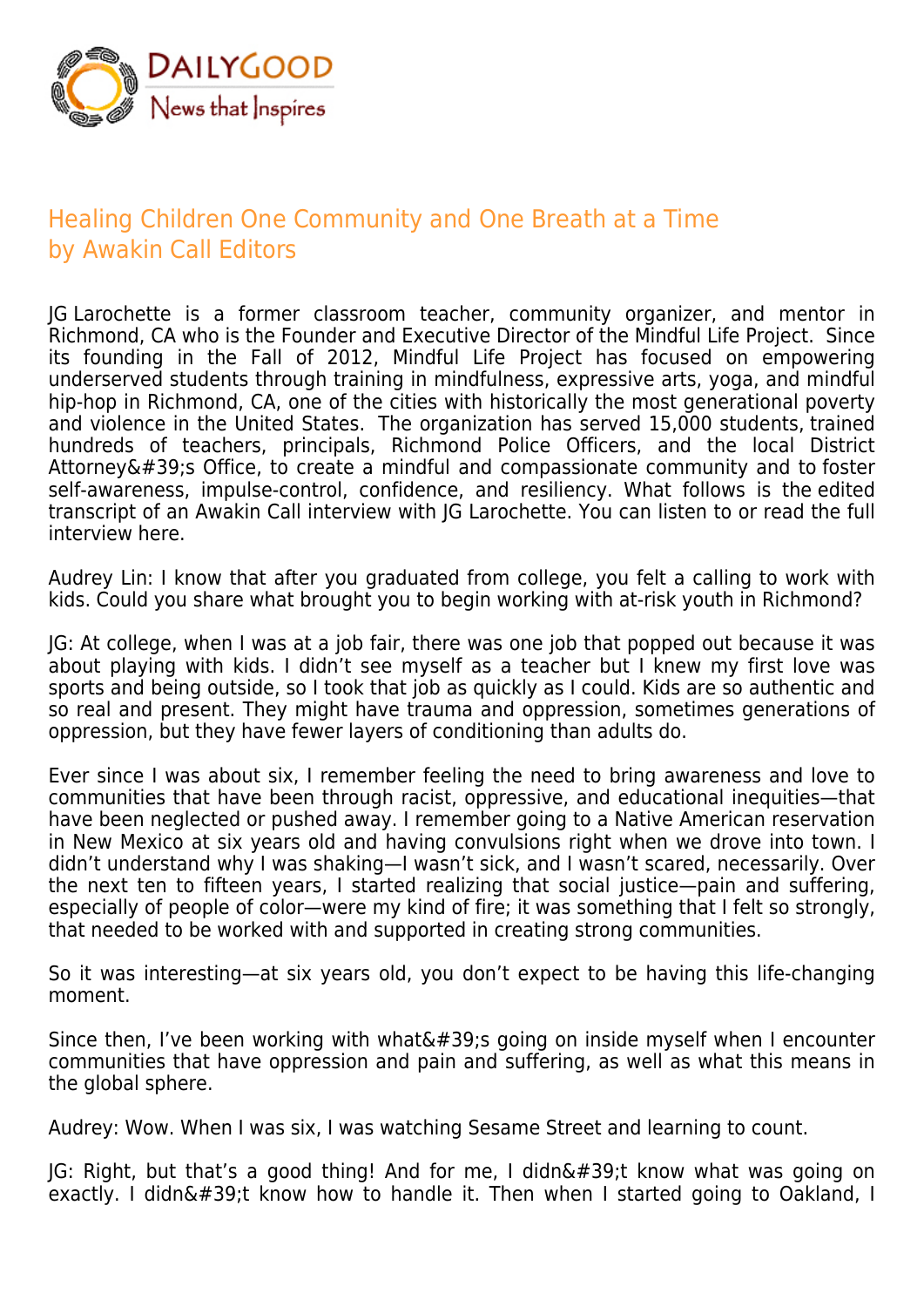# Healing Children One Community and One Breath at a Time
by Awakin Call Editors

JG Larochette is a former classroom teacher, community organizer, and mentor in Richmond, CA who is the Founder and Executive Director of the Mindful Life Project. Since its founding in the Fall of 2012, Mindful Life Project has focused on empowering underserved students through training in mindfulness, expressive arts, yoga, and mindful hip-hop in Richmond, CA, one of the cities with historically the most generational poverty and violence in the United States. The organization has served 15,000 students, trained hundreds of teachers, principals, Richmond Police Officers, and the local District Attorney&#39;s Office, to create a mindful and compassionate community and to foster self-awareness, impulse-control, confidence, and resiliency. What follows is the edited transcript of an Awakin Call interview with JG Larochette. You can listen to or read the full interview here.

Audrey Lin: I know that after you graduated from college, you felt a calling to work with kids. Could you share what brought you to begin working with at-risk youth in Richmond?

JG: At college, when I was at a job fair, there was one job that popped out because it was about playing with kids. I didn't see myself as a teacher but I knew my first love was sports and being outside, so I took that job as quickly as I could. Kids are so authentic and so real and present. They might have trauma and oppression, sometimes generations of oppression, but they have fewer layers of conditioning than adults do.

Ever since I was about six, I remember feeling the need to bring awareness and love to communities that have been through racist, oppressive, and educational inequities—that have been neglected or pushed away. I remember going to a Native American reservation in New Mexico at six years old and having convulsions right when we drove into town. I didn't understand why I was shaking—I wasn't sick, and I wasn't scared, necessarily. Over the next ten to fifteen years, I started realizing that social justice—pain and suffering, especially of people of color—were my kind of fire; it was something that I felt so strongly, that needed to be worked with and supported in creating strong communities.

So it was interesting—at six years old, you don't expect to be having this life-changing moment.

Since then, I've been working with what&#39;s going on inside myself when I encounter communities that have oppression and pain and suffering, as well as what this means in the global sphere.

Audrey: Wow. When I was six, I was watching Sesame Street and learning to count.

JG: Right, but that's a good thing! And for me, I didn&#39;t know what was going on exactly. I didn&#39;t know how to handle it. Then when I started going to Oakland, I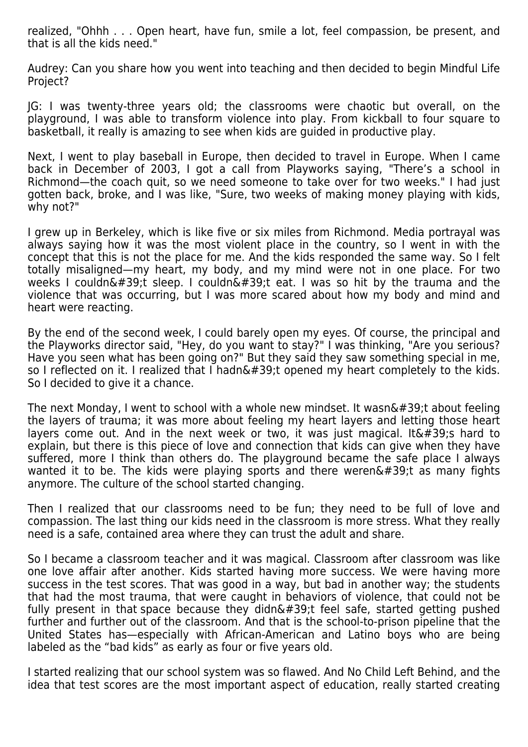realized, "Ohhh . . . Open heart, have fun, smile a lot, feel compassion, be present, and that is all the kids need."

Audrey: Can you share how you went into teaching and then decided to begin Mindful Life Project?

JG: I was twenty-three years old; the classrooms were chaotic but overall, on the playground, I was able to transform violence into play. From kickball to four square to basketball, it really is amazing to see when kids are guided in productive play.

Next, I went to play baseball in Europe, then decided to travel in Europe. When I came back in December of 2003, I got a call from Playworks saying, "There’s a school in Richmond—the coach quit, so we need someone to take over for two weeks." I had just gotten back, broke, and I was like, "Sure, two weeks of making money playing with kids, why not?"

I grew up in Berkeley, which is like five or six miles from Richmond. Media portrayal was always saying how it was the most violent place in the country, so I went in with the concept that this is not the place for me. And the kids responded the same way. So I felt totally misaligned—my heart, my body, and my mind were not in one place. For two weeks I couldn&#39;t sleep. I couldn&#39;t eat. I was so hit by the trauma and the violence that was occurring, but I was more scared about how my body and mind and heart were reacting.

By the end of the second week, I could barely open my eyes. Of course, the principal and the Playworks director said, "Hey, do you want to stay?" I was thinking, "Are you serious? Have you seen what has been going on?" But they said they saw something special in me, so I reflected on it. I realized that I hadn&#39;t opened my heart completely to the kids. So I decided to give it a chance.

The next Monday, I went to school with a whole new mindset. It wasn&#39;t about feeling the layers of trauma; it was more about feeling my heart layers and letting those heart layers come out. And in the next week or two, it was just magical. It&#39;s hard to explain, but there is this piece of love and connection that kids can give when they have suffered, more I think than others do. The playground became the safe place I always wanted it to be. The kids were playing sports and there weren&#39;t as many fights anymore. The culture of the school started changing.

Then I realized that our classrooms need to be fun; they need to be full of love and compassion. The last thing our kids need in the classroom is more stress. What they really need is a safe, contained area where they can trust the adult and share.

So I became a classroom teacher and it was magical. Classroom after classroom was like one love affair after another. Kids started having more success. We were having more success in the test scores. That was good in a way, but bad in another way; the students that had the most trauma, that were caught in behaviors of violence, that could not be fully present in that space because they didn&#39;t feel safe, started getting pushed further and further out of the classroom. And that is the school-to-prison pipeline that the United States has—especially with African-American and Latino boys who are being labeled as the “bad kids” as early as four or five years old.

I started realizing that our school system was so flawed. And No Child Left Behind, and the idea that test scores are the most important aspect of education, really started creating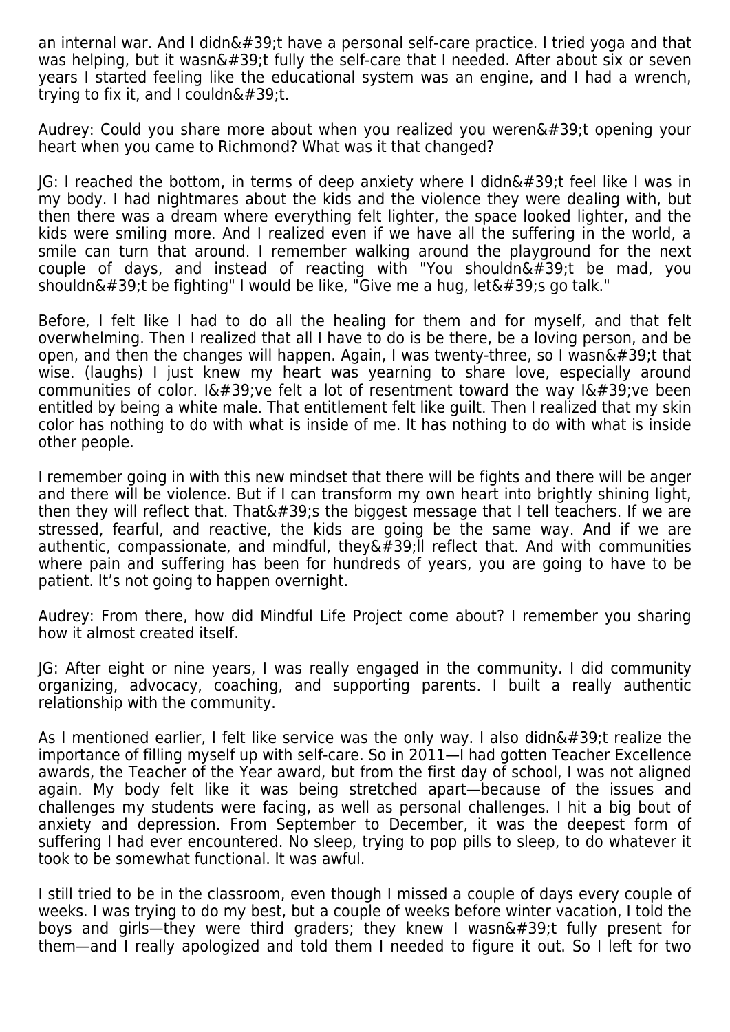an internal war. And I didn&#39;t have a personal self-care practice. I tried yoga and that was helping, but it wasn&#39;t fully the self-care that I needed. After about six or seven years I started feeling like the educational system was an engine, and I had a wrench, trying to fix it, and I couldn&#39;t.

Audrey: Could you share more about when you realized you weren&#39;t opening your heart when you came to Richmond? What was it that changed?

JG: I reached the bottom, in terms of deep anxiety where I didn&#39;t feel like I was in my body. I had nightmares about the kids and the violence they were dealing with, but then there was a dream where everything felt lighter, the space looked lighter, and the kids were smiling more. And I realized even if we have all the suffering in the world, a smile can turn that around. I remember walking around the playground for the next couple of days, and instead of reacting with "You shouldn&#39;t be mad, you shouldn&#39;t be fighting" I would be like, "Give me a hug, let&#39;s go talk."

Before, I felt like I had to do all the healing for them and for myself, and that felt overwhelming. Then I realized that all I have to do is be there, be a loving person, and be open, and then the changes will happen. Again, I was twenty-three, so I wasn&#39;t that wise. (laughs) I just knew my heart was yearning to share love, especially around communities of color. I&#39;ve felt a lot of resentment toward the way I&#39;ve been entitled by being a white male. That entitlement felt like guilt. Then I realized that my skin color has nothing to do with what is inside of me. It has nothing to do with what is inside other people.

I remember going in with this new mindset that there will be fights and there will be anger and there will be violence. But if I can transform my own heart into brightly shining light, then they will reflect that. That&#39;s the biggest message that I tell teachers. If we are stressed, fearful, and reactive, the kids are going be the same way. And if we are authentic, compassionate, and mindful, they&#39;ll reflect that. And with communities where pain and suffering has been for hundreds of years, you are going to have to be patient. It's not going to happen overnight.

Audrey: From there, how did Mindful Life Project come about? I remember you sharing how it almost created itself.

JG: After eight or nine years, I was really engaged in the community. I did community organizing, advocacy, coaching, and supporting parents. I built a really authentic relationship with the community.

As I mentioned earlier, I felt like service was the only way. I also didn&#39;t realize the importance of filling myself up with self-care. So in 2011—I had gotten Teacher Excellence awards, the Teacher of the Year award, but from the first day of school, I was not aligned again. My body felt like it was being stretched apart—because of the issues and challenges my students were facing, as well as personal challenges. I hit a big bout of anxiety and depression. From September to December, it was the deepest form of suffering I had ever encountered. No sleep, trying to pop pills to sleep, to do whatever it took to be somewhat functional. It was awful.

I still tried to be in the classroom, even though I missed a couple of days every couple of weeks. I was trying to do my best, but a couple of weeks before winter vacation, I told the boys and girls—they were third graders; they knew I wasn&#39;t fully present for them—and I really apologized and told them I needed to figure it out. So I left for two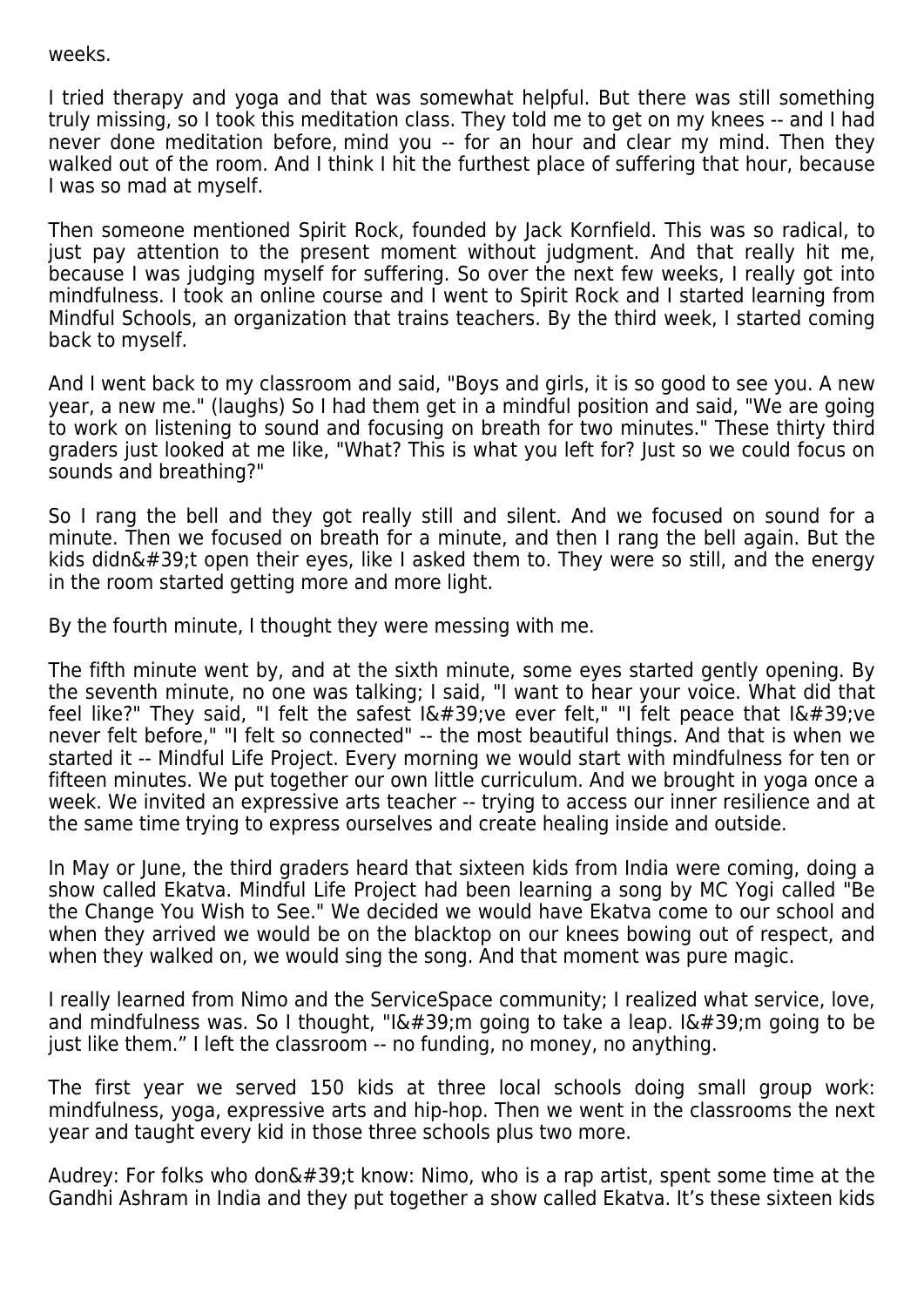weeks.

I tried therapy and yoga and that was somewhat helpful. But there was still something truly missing, so I took this meditation class. They told me to get on my knees -- and I had never done meditation before, mind you -- for an hour and clear my mind. Then they walked out of the room. And I think I hit the furthest place of suffering that hour, because I was so mad at myself.

Then someone mentioned Spirit Rock, founded by Jack Kornfield. This was so radical, to just pay attention to the present moment without judgment. And that really hit me, because I was judging myself for suffering. So over the next few weeks, I really got into mindfulness. I took an online course and I went to Spirit Rock and I started learning from Mindful Schools, an organization that trains teachers. By the third week, I started coming back to myself.

And I went back to my classroom and said, "Boys and girls, it is so good to see you. A new year, a new me." (laughs) So I had them get in a mindful position and said, "We are going to work on listening to sound and focusing on breath for two minutes." These thirty third graders just looked at me like, "What? This is what you left for? Just so we could focus on sounds and breathing?"

So I rang the bell and they got really still and silent. And we focused on sound for a minute. Then we focused on breath for a minute, and then I rang the bell again. But the kids didn&#39;t open their eyes, like I asked them to. They were so still, and the energy in the room started getting more and more light.

By the fourth minute, I thought they were messing with me.

The fifth minute went by, and at the sixth minute, some eyes started gently opening. By the seventh minute, no one was talking; I said, "I want to hear your voice. What did that feel like?" They said, "I felt the safest I&#39;ve ever felt," "I felt peace that I&#39;ve never felt before," "I felt so connected" -- the most beautiful things. And that is when we started it -- Mindful Life Project. Every morning we would start with mindfulness for ten or fifteen minutes. We put together our own little curriculum. And we brought in yoga once a week. We invited an expressive arts teacher -- trying to access our inner resilience and at the same time trying to express ourselves and create healing inside and outside.

In May or June, the third graders heard that sixteen kids from India were coming, doing a show called Ekatva. Mindful Life Project had been learning a song by MC Yogi called "Be the Change You Wish to See." We decided we would have Ekatva come to our school and when they arrived we would be on the blacktop on our knees bowing out of respect, and when they walked on, we would sing the song. And that moment was pure magic.

I really learned from Nimo and the ServiceSpace community; I realized what service, love, and mindfulness was. So I thought, "I&#39;m going to take a leap. I&#39;m going to be just like them." I left the classroom -- no funding, no money, no anything.

The first year we served 150 kids at three local schools doing small group work: mindfulness, yoga, expressive arts and hip-hop. Then we went in the classrooms the next year and taught every kid in those three schools plus two more.

Audrey: For folks who don&#39;t know: Nimo, who is a rap artist, spent some time at the Gandhi Ashram in India and they put together a show called Ekatva. It's these sixteen kids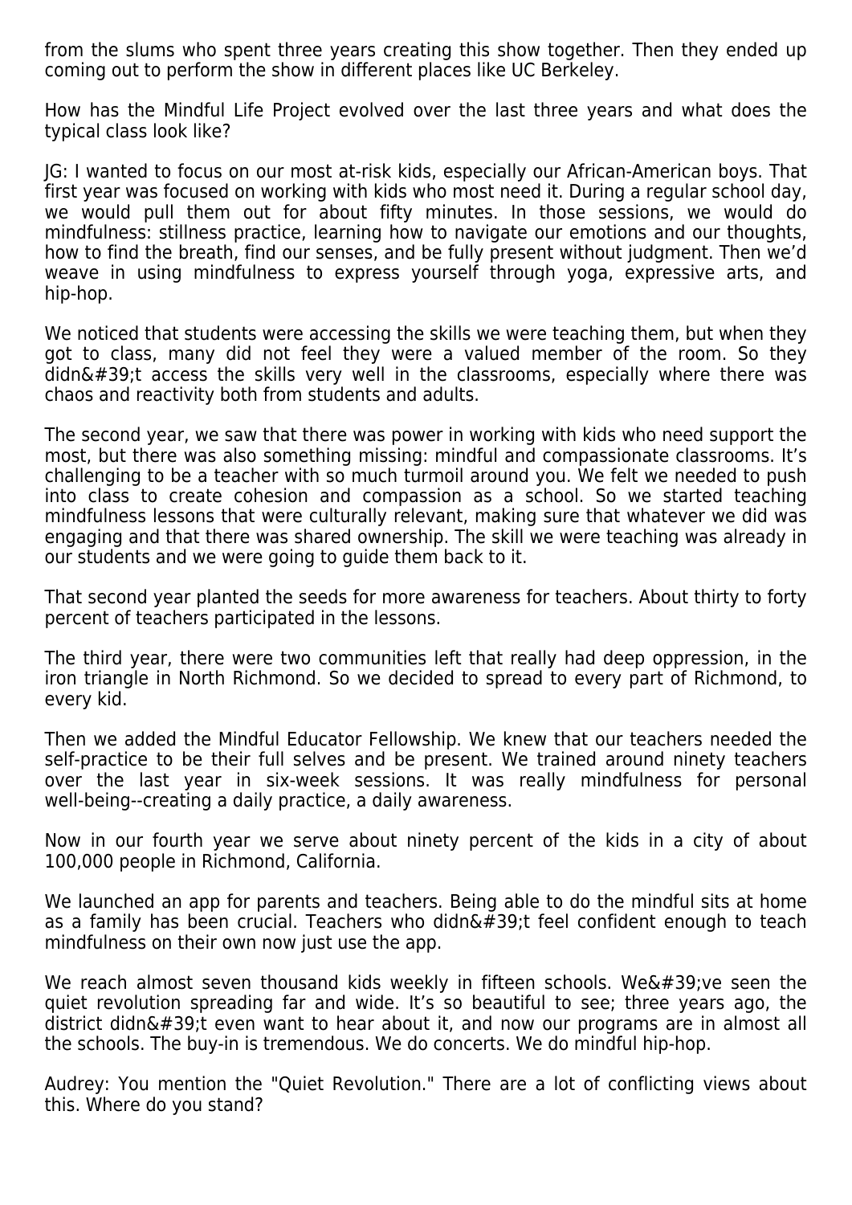from the slums who spent three years creating this show together. Then they ended up coming out to perform the show in different places like UC Berkeley.

How has the Mindful Life Project evolved over the last three years and what does the typical class look like?

JG: I wanted to focus on our most at-risk kids, especially our African-American boys. That first year was focused on working with kids who most need it. During a regular school day, we would pull them out for about fifty minutes. In those sessions, we would do mindfulness: stillness practice, learning how to navigate our emotions and our thoughts, how to find the breath, find our senses, and be fully present without judgment. Then we'd weave in using mindfulness to express yourself through yoga, expressive arts, and hip-hop.

We noticed that students were accessing the skills we were teaching them, but when they got to class, many did not feel they were a valued member of the room. So they didn&#39;t access the skills very well in the classrooms, especially where there was chaos and reactivity both from students and adults.

The second year, we saw that there was power in working with kids who need support the most, but there was also something missing: mindful and compassionate classrooms. It's challenging to be a teacher with so much turmoil around you. We felt we needed to push into class to create cohesion and compassion as a school. So we started teaching mindfulness lessons that were culturally relevant, making sure that whatever we did was engaging and that there was shared ownership. The skill we were teaching was already in our students and we were going to guide them back to it.

That second year planted the seeds for more awareness for teachers. About thirty to forty percent of teachers participated in the lessons.

The third year, there were two communities left that really had deep oppression, in the iron triangle in North Richmond. So we decided to spread to every part of Richmond, to every kid.

Then we added the Mindful Educator Fellowship. We knew that our teachers needed the self-practice to be their full selves and be present. We trained around ninety teachers over the last year in six-week sessions. It was really mindfulness for personal well-being--creating a daily practice, a daily awareness.

Now in our fourth year we serve about ninety percent of the kids in a city of about 100,000 people in Richmond, California.

We launched an app for parents and teachers. Being able to do the mindful sits at home as a family has been crucial. Teachers who didn&#39;t feel confident enough to teach mindfulness on their own now just use the app.

We reach almost seven thousand kids weekly in fifteen schools. We&#39;ve seen the quiet revolution spreading far and wide. It's so beautiful to see; three years ago, the district didn&#39;t even want to hear about it, and now our programs are in almost all the schools. The buy-in is tremendous. We do concerts. We do mindful hip-hop.

Audrey: You mention the "Quiet Revolution." There are a lot of conflicting views about this. Where do you stand?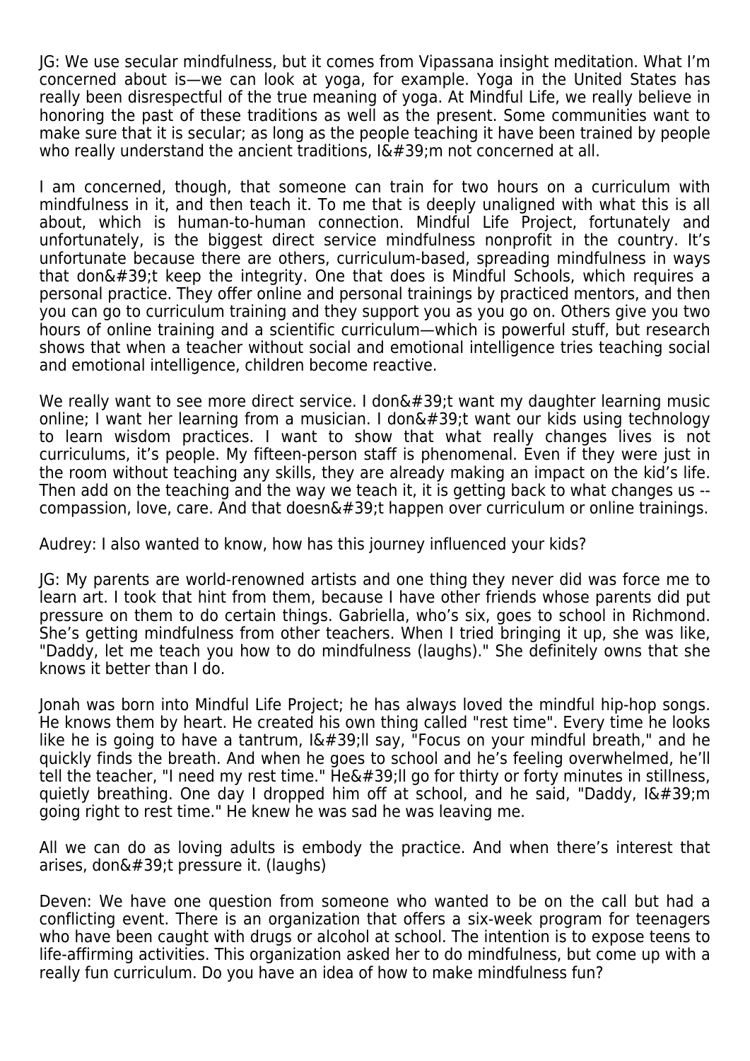JG: We use secular mindfulness, but it comes from Vipassana insight meditation. What I'm concerned about is—we can look at yoga, for example. Yoga in the United States has really been disrespectful of the true meaning of yoga. At Mindful Life, we really believe in honoring the past of these traditions as well as the present. Some communities want to make sure that it is secular; as long as the people teaching it have been trained by people who really understand the ancient traditions, I&#39;m not concerned at all.

I am concerned, though, that someone can train for two hours on a curriculum with mindfulness in it, and then teach it. To me that is deeply unaligned with what this is all about, which is human-to-human connection. Mindful Life Project, fortunately and unfortunately, is the biggest direct service mindfulness nonprofit in the country. It's unfortunate because there are others, curriculum-based, spreading mindfulness in ways that don&#39;t keep the integrity. One that does is Mindful Schools, which requires a personal practice. They offer online and personal trainings by practiced mentors, and then you can go to curriculum training and they support you as you go on. Others give you two hours of online training and a scientific curriculum—which is powerful stuff, but research shows that when a teacher without social and emotional intelligence tries teaching social and emotional intelligence, children become reactive.

We really want to see more direct service. I don&#39;t want my daughter learning music online; I want her learning from a musician. I don&#39;t want our kids using technology to learn wisdom practices. I want to show that what really changes lives is not curriculums, it's people. My fifteen-person staff is phenomenal. Even if they were just in the room without teaching any skills, they are already making an impact on the kid's life. Then add on the teaching and the way we teach it, it is getting back to what changes us -- compassion, love, care. And that doesn&#39;t happen over curriculum or online trainings.

Audrey: I also wanted to know, how has this journey influenced your kids?

JG: My parents are world-renowned artists and one thing they never did was force me to learn art. I took that hint from them, because I have other friends whose parents did put pressure on them to do certain things. Gabriella, who's six, goes to school in Richmond. She's getting mindfulness from other teachers. When I tried bringing it up, she was like, "Daddy, let me teach you how to do mindfulness (laughs)." She definitely owns that she knows it better than I do.

Jonah was born into Mindful Life Project; he has always loved the mindful hip-hop songs. He knows them by heart. He created his own thing called "rest time". Every time he looks like he is going to have a tantrum, I&#39;ll say, "Focus on your mindful breath," and he quickly finds the breath. And when he goes to school and he's feeling overwhelmed, he'll tell the teacher, "I need my rest time." He&#39;ll go for thirty or forty minutes in stillness, quietly breathing. One day I dropped him off at school, and he said, "Daddy, I&#39;m going right to rest time." He knew he was sad he was leaving me.

All we can do as loving adults is embody the practice. And when there's interest that arises, don&#39;t pressure it. (laughs)

Deven: We have one question from someone who wanted to be on the call but had a conflicting event. There is an organization that offers a six-week program for teenagers who have been caught with drugs or alcohol at school. The intention is to expose teens to life-affirming activities. This organization asked her to do mindfulness, but come up with a really fun curriculum. Do you have an idea of how to make mindfulness fun?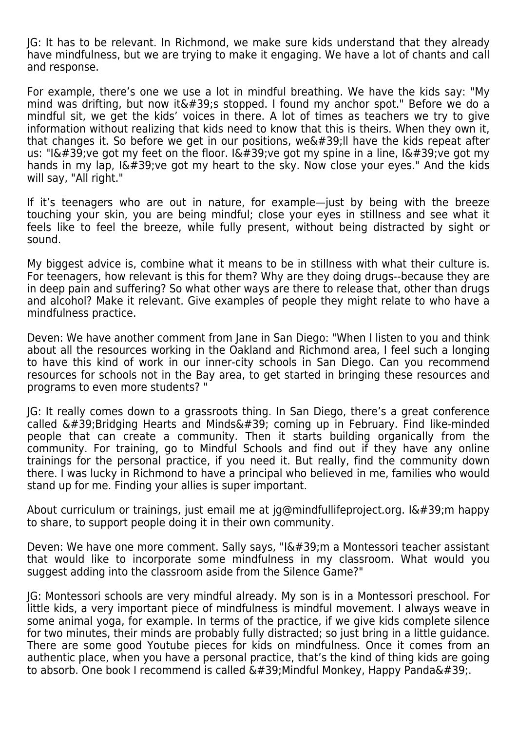JG: It has to be relevant. In Richmond, we make sure kids understand that they already have mindfulness, but we are trying to make it engaging. We have a lot of chants and call and response.

For example, there's one we use a lot in mindful breathing. We have the kids say: "My mind was drifting, but now it&#39;s stopped. I found my anchor spot." Before we do a mindful sit, we get the kids' voices in there. A lot of times as teachers we try to give information without realizing that kids need to know that this is theirs. When they own it, that changes it. So before we get in our positions, we&#39;ll have the kids repeat after us: "I&#39;ve got my feet on the floor. I&#39;ve got my spine in a line, I&#39;ve got my hands in my lap, I&#39;ve got my heart to the sky. Now close your eyes." And the kids will say, "All right."

If it's teenagers who are out in nature, for example—just by being with the breeze touching your skin, you are being mindful; close your eyes in stillness and see what it feels like to feel the breeze, while fully present, without being distracted by sight or sound.

My biggest advice is, combine what it means to be in stillness with what their culture is. For teenagers, how relevant is this for them? Why are they doing drugs--because they are in deep pain and suffering? So what other ways are there to release that, other than drugs and alcohol? Make it relevant. Give examples of people they might relate to who have a mindfulness practice.

Deven: We have another comment from Jane in San Diego: "When I listen to you and think about all the resources working in the Oakland and Richmond area, I feel such a longing to have this kind of work in our inner-city schools in San Diego. Can you recommend resources for schools not in the Bay area, to get started in bringing these resources and programs to even more students? "

JG: It really comes down to a grassroots thing. In San Diego, there's a great conference called &#39;Bridging Hearts and Minds&#39; coming up in February. Find like-minded people that can create a community. Then it starts building organically from the community. For training, go to Mindful Schools and find out if they have any online trainings for the personal practice, if you need it. But really, find the community down there. I was lucky in Richmond to have a principal who believed in me, families who would stand up for me. Finding your allies is super important.

About curriculum or trainings, just email me at jg@mindfullifeproject.org. I&#39;m happy to share, to support people doing it in their own community.

Deven: We have one more comment. Sally says, "I&#39;m a Montessori teacher assistant that would like to incorporate some mindfulness in my classroom. What would you suggest adding into the classroom aside from the Silence Game?"

JG: Montessori schools are very mindful already. My son is in a Montessori preschool. For little kids, a very important piece of mindfulness is mindful movement. I always weave in some animal yoga, for example. In terms of the practice, if we give kids complete silence for two minutes, their minds are probably fully distracted; so just bring in a little guidance. There are some good Youtube pieces for kids on mindfulness. Once it comes from an authentic place, when you have a personal practice, that's the kind of thing kids are going to absorb. One book I recommend is called &#39;Mindful Monkey, Happy Panda&#39;.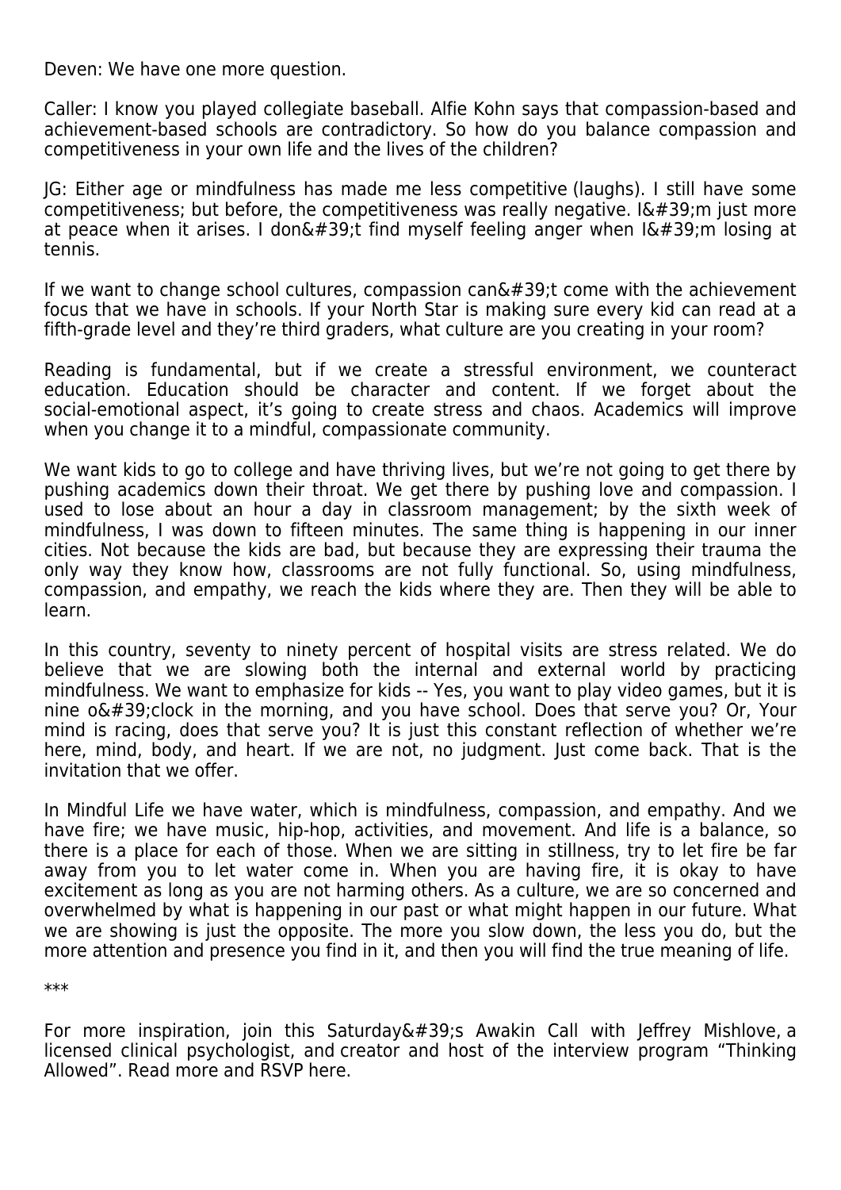Deven: We have one more question.

Caller: I know you played collegiate baseball. Alfie Kohn says that compassion-based and achievement-based schools are contradictory. So how do you balance compassion and competitiveness in your own life and the lives of the children?

JG: Either age or mindfulness has made me less competitive (laughs). I still have some competitiveness; but before, the competitiveness was really negative. I&#39;m just more at peace when it arises. I don&#39;t find myself feeling anger when I&#39;m losing at tennis.

If we want to change school cultures, compassion can&#39;t come with the achievement focus that we have in schools. If your North Star is making sure every kid can read at a fifth-grade level and they're third graders, what culture are you creating in your room?

Reading is fundamental, but if we create a stressful environment, we counteract education. Education should be character and content. If we forget about the social-emotional aspect, it's going to create stress and chaos. Academics will improve when you change it to a mindful, compassionate community.

We want kids to go to college and have thriving lives, but we're not going to get there by pushing academics down their throat. We get there by pushing love and compassion. I used to lose about an hour a day in classroom management; by the sixth week of mindfulness, I was down to fifteen minutes. The same thing is happening in our inner cities. Not because the kids are bad, but because they are expressing their trauma the only way they know how, classrooms are not fully functional. So, using mindfulness, compassion, and empathy, we reach the kids where they are. Then they will be able to learn.

In this country, seventy to ninety percent of hospital visits are stress related. We do believe that we are slowing both the internal and external world by practicing mindfulness. We want to emphasize for kids -- Yes, you want to play video games, but it is nine o&#39;clock in the morning, and you have school. Does that serve you? Or, Your mind is racing, does that serve you? It is just this constant reflection of whether we're here, mind, body, and heart. If we are not, no judgment. Just come back. That is the invitation that we offer.

In Mindful Life we have water, which is mindfulness, compassion, and empathy. And we have fire; we have music, hip-hop, activities, and movement. And life is a balance, so there is a place for each of those. When we are sitting in stillness, try to let fire be far away from you to let water come in. When you are having fire, it is okay to have excitement as long as you are not harming others. As a culture, we are so concerned and overwhelmed by what is happening in our past or what might happen in our future. What we are showing is just the opposite. The more you slow down, the less you do, but the more attention and presence you find in it, and then you will find the true meaning of life.

***

For more inspiration, join this Saturday&#39;s Awakin Call with Jeffrey Mishlove, a licensed clinical psychologist, and creator and host of the interview program "Thinking Allowed". Read more and RSVP here.